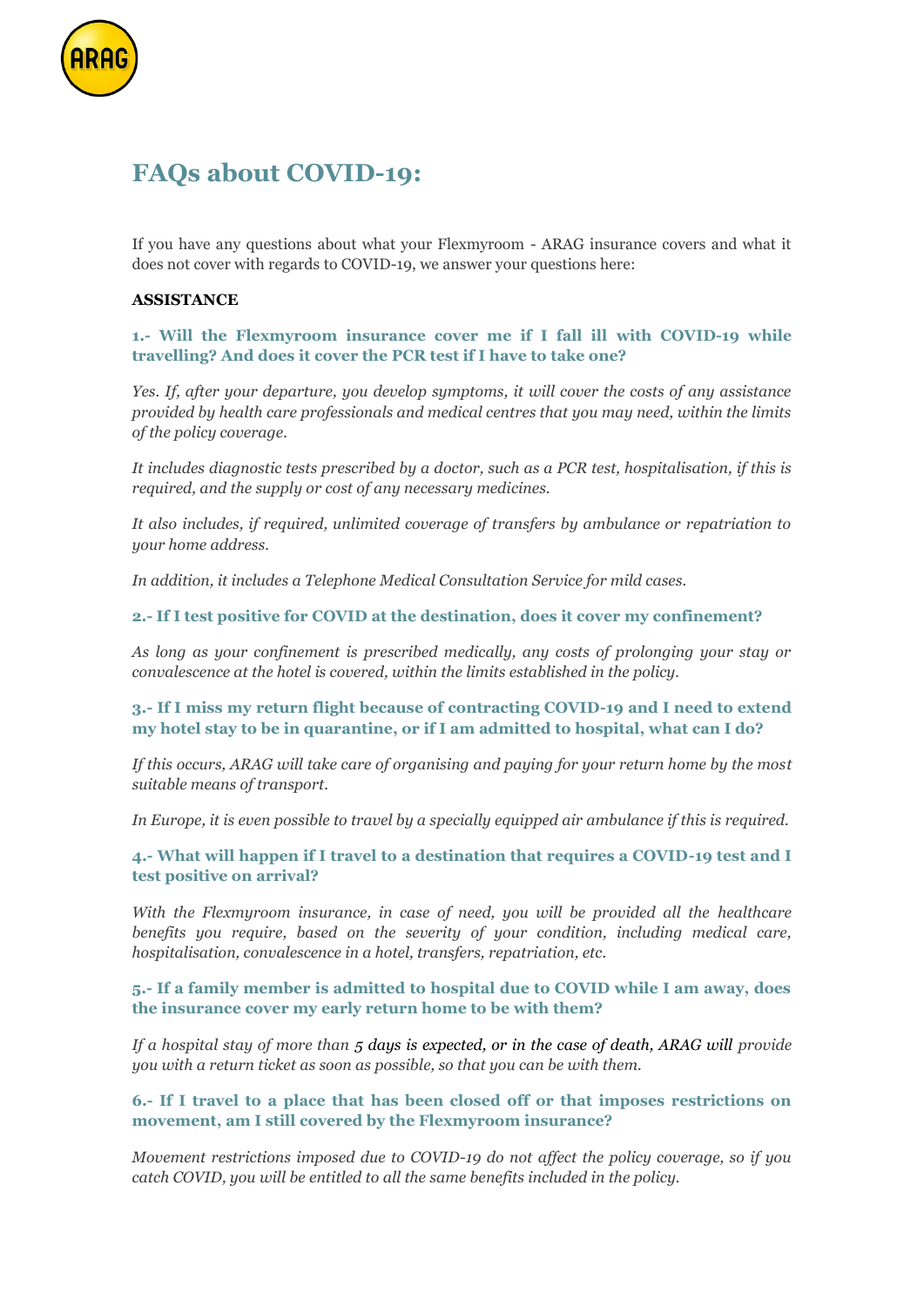# FAQs about COVID-19:

If you have any questions about what your Flexmyroom - ARAG insurance covers and what it does not cover with regards to COVID-19, we answer your questions here:

**ASSISTANCE**

### 1.- Will the Flexmyroom insurance cover me if I fall ill with COVID-19 while travelling? And does it cover the PCR test if I have to take one?

*Yes. If, after your departure, you develop symptoms, it will cover the costs of any assistance provided by health care professionals and medical centres that you may need, within the limits of the policy coverage.*

*It includes diagnostic tests prescribed by a doctor, such as a PCR test, hospitalisation, if this is required, and the supply or cost of any necessary medicines.*

*It also includes, if required, unlimited coverage of transfers by ambulance or repatriation to your home address.*

*In addition, it includes a Telephone Medical Consultation Service for mild cases.*

### 2.- If I test positive for COVID at the destination, does it cover my confinement?

*As long as your confinement is prescribed medically, any costs of prolonging your stay or convalescence at the hotel is covered, within the limits established in the policy.*

### 3.- If I miss my return flight because of contracting COVID-19 and I need to extend my hotel stay to be in quarantine, or if I am admitted to hospital, what can I do?

*If this occurs, ARAG will take care of organising and paying for your return home by the most suitable means of transport.*

*In Europe, it is even possible to travel by a specially equipped air ambulance if this is required.*

### 4.- What will happen if I travel to a destination that requires a COVID-19 test and I test positive on arrival?

*With the Flexmyroom insurance, in case of need, you will be provided all the healthcare benefits you require, based on the severity of your condition, including medical care, hospitalisation, convalescence in a hotel, transfers, repatriation, etc.*

### 5.- If a family member is admitted to hospital due to COVID while I am away, does the insurance cover my early return home to be with them?

*If a hospital stay of more than 5 days is expected, or in the case of death, ARAG will provide you with a return ticket as soon as possible, so that you can be with them.*

### 6.- If I travel to a place that has been closed off or that imposes restrictions on movement, am I still covered by the Flexmyroom insurance?

*Movement restrictions imposed due to COVID-19 do not affect the policy coverage, so if you catch COVID, you will be entitled to all the same benefits included in the policy.*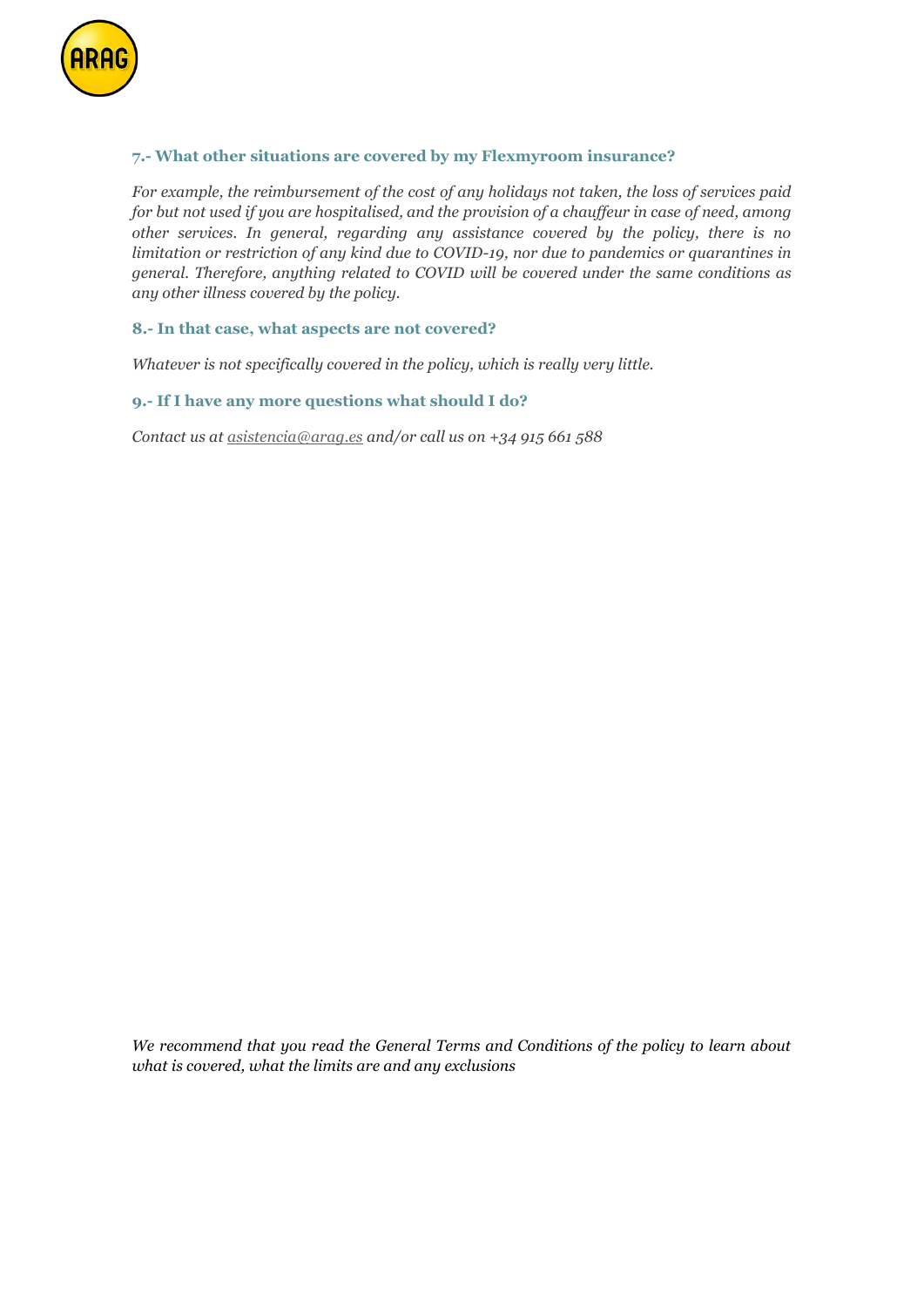### 7.- What other situations are covered by my Flexmyroom insurance?

*For example, the reimbursement of the cost of any holidays not taken, the loss of services paid for but not used if you are hospitalised, and the provision of a chauffeur in case of need, among other services. In general, regarding any assistance covered by the policy, there is no limitation or restriction of any kind due to COVID-19, nor due to pandemics or quarantines in general. Therefore, anything related to COVID will be covered under the same conditions as any other illness covered by the policy.*

### 8.- In that case, what aspects are not covered?

*Whatever is not specifically covered in the policy, which is really very little.*

### 9.- If I have any more questions what should I do?

*Contact us at asistencia@arag.es and/or call us on +34 915 661 588*

*We recommend that you read the General Terms and Conditions of the policy to learn about what is covered, what the limits are and any exclusions*